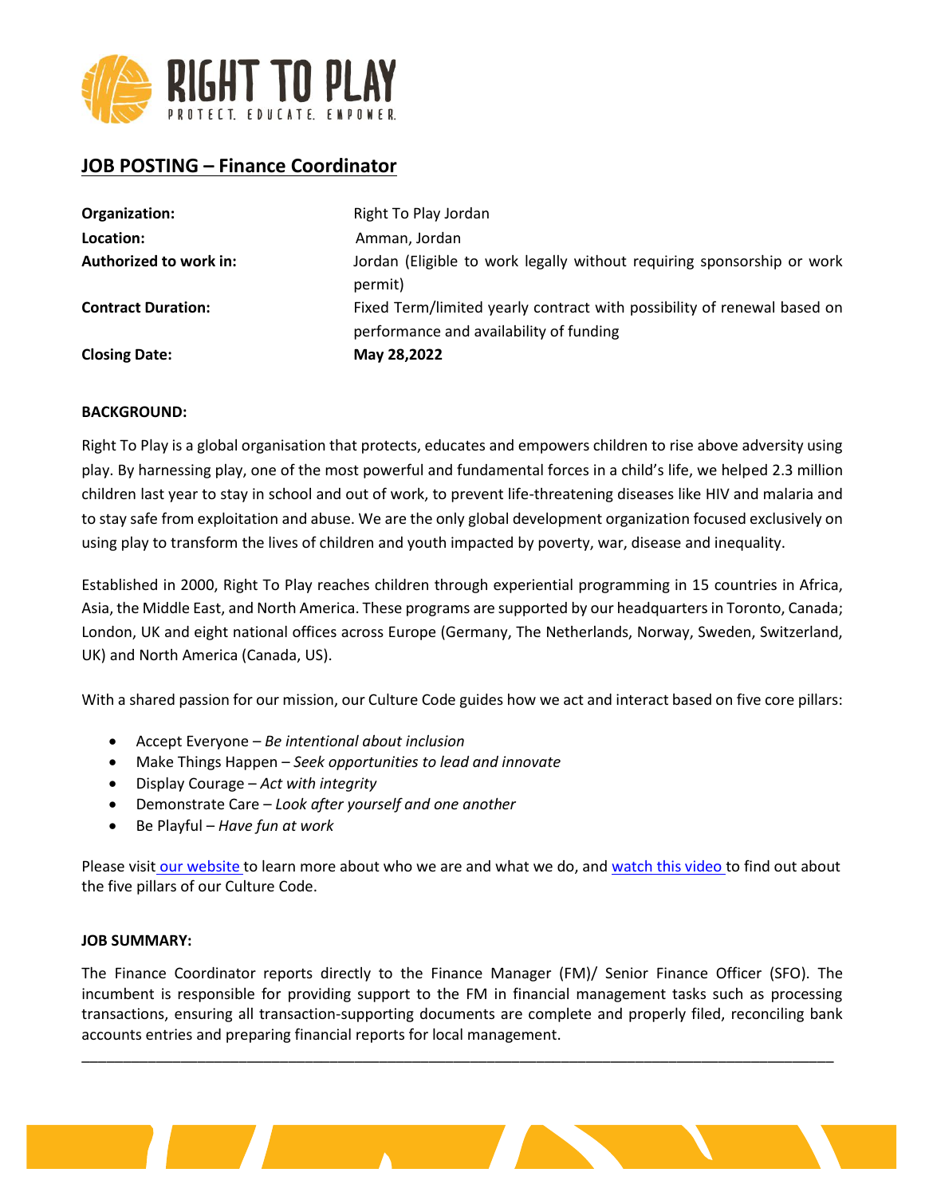# JOB POSTING – Finance Coordinator

| | |
|---|---|
| **Organization:** | Right To Play Jordan |
| **Location:** | Amman, Jordan |
| **Authorized to work in:** | Jordan (Eligible to work legally without requiring sponsorship or work permit) |
| **Contract Duration:** | Fixed Term/limited yearly contract with possibility of renewal based on performance and availability of funding |
| **Closing Date:** | **May 28,2022** |

**BACKGROUND:**

Right To Play is a global organisation that protects, educates and empowers children to rise above adversity using play. By harnessing play, one of the most powerful and fundamental forces in a child's life, we helped 2.3 million children last year to stay in school and out of work, to prevent life-threatening diseases like HIV and malaria and to stay safe from exploitation and abuse. We are the only global development organization focused exclusively on using play to transform the lives of children and youth impacted by poverty, war, disease and inequality.

Established in 2000, Right To Play reaches children through experiential programming in 15 countries in Africa, Asia, the Middle East, and North America. These programs are supported by our headquarters in Toronto, Canada; London, UK and eight national offices across Europe (Germany, The Netherlands, Norway, Sweden, Switzerland, UK) and North America (Canada, US).

With a shared passion for our mission, our Culture Code guides how we act and interact based on five core pillars:

- Accept Everyone – *Be intentional about inclusion*
- Make Things Happen – *Seek opportunities to lead and innovate*
- Display Courage – *Act with integrity*
- Demonstrate Care – *Look after yourself and one another*
- Be Playful – *Have fun at work*

Please visit our website to learn more about who we are and what we do, and watch this video to find out about the five pillars of our Culture Code.

**JOB SUMMARY:**

The Finance Coordinator reports directly to the Finance Manager (FM)/ Senior Finance Officer (SFO). The incumbent is responsible for providing support to the FM in financial management tasks such as processing transactions, ensuring all transaction-supporting documents are complete and properly filed, reconciling bank accounts entries and preparing financial reports for local management.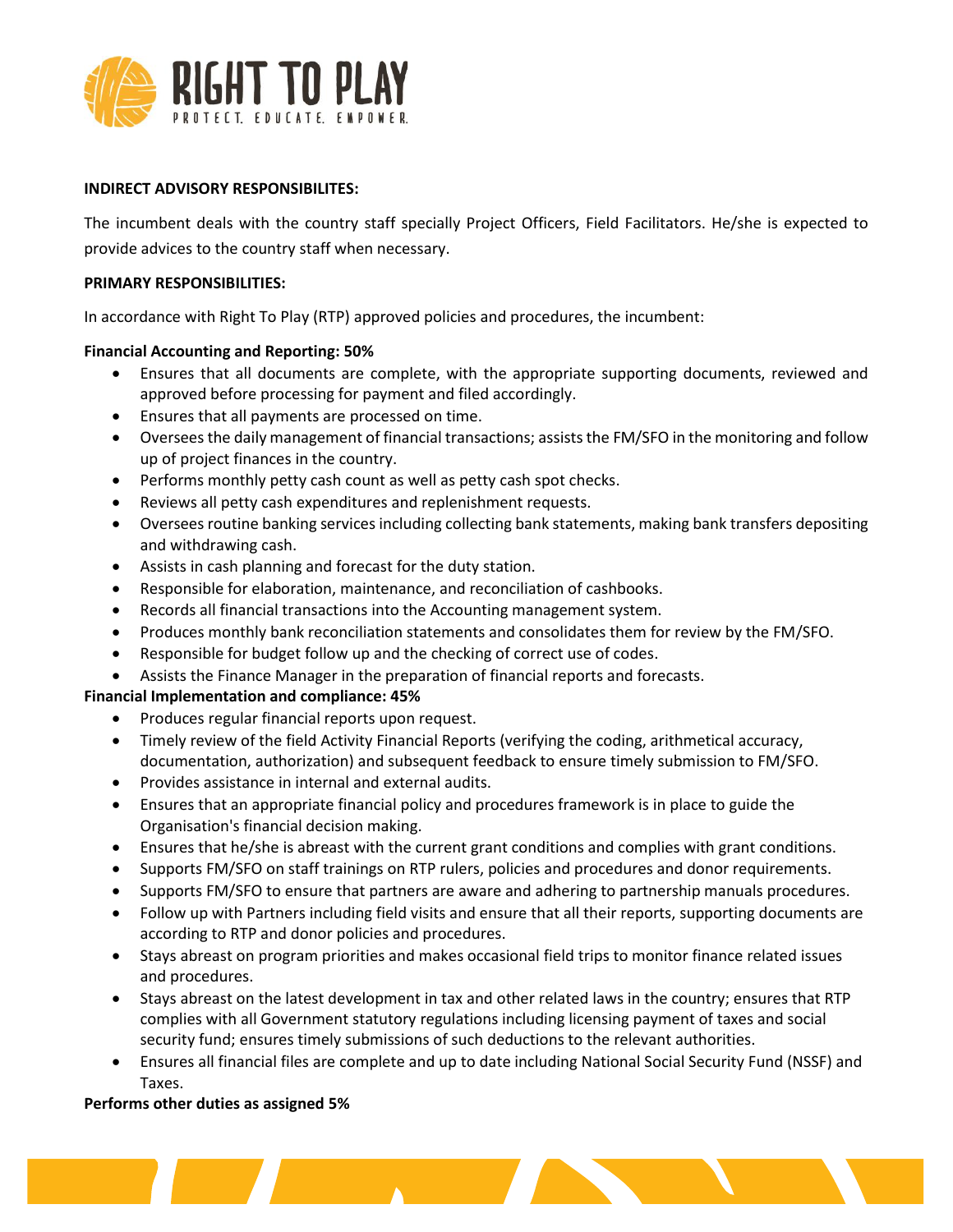**INDIRECT ADVISORY RESPONSIBILITES:**

The incumbent deals with the country staff specially Project Officers, Field Facilitators. He/she is expected to provide advices to the country staff when necessary.

**PRIMARY RESPONSIBILITIES:**

In accordance with Right To Play (RTP) approved policies and procedures, the incumbent:

**Financial Accounting and Reporting: 50%**

- Ensures that all documents are complete, with the appropriate supporting documents, reviewed and approved before processing for payment and filed accordingly.
- Ensures that all payments are processed on time.
- Oversees the daily management of financial transactions; assists the FM/SFO in the monitoring and follow up of project finances in the country.
- Performs monthly petty cash count as well as petty cash spot checks.
- Reviews all petty cash expenditures and replenishment requests.
- Oversees routine banking services including collecting bank statements, making bank transfers depositing and withdrawing cash.
- Assists in cash planning and forecast for the duty station.
- Responsible for elaboration, maintenance, and reconciliation of cashbooks.
- Records all financial transactions into the Accounting management system.
- Produces monthly bank reconciliation statements and consolidates them for review by the FM/SFO.
- Responsible for budget follow up and the checking of correct use of codes.
- Assists the Finance Manager in the preparation of financial reports and forecasts.

**Financial Implementation and compliance: 45%**

- Produces regular financial reports upon request.
- Timely review of the field Activity Financial Reports (verifying the coding, arithmetical accuracy, documentation, authorization) and subsequent feedback to ensure timely submission to FM/SFO.
- Provides assistance in internal and external audits.
- Ensures that an appropriate financial policy and procedures framework is in place to guide the Organisation's financial decision making.
- Ensures that he/she is abreast with the current grant conditions and complies with grant conditions.
- Supports FM/SFO on staff trainings on RTP rulers, policies and procedures and donor requirements.
- Supports FM/SFO to ensure that partners are aware and adhering to partnership manuals procedures.
- Follow up with Partners including field visits and ensure that all their reports, supporting documents are according to RTP and donor policies and procedures.
- Stays abreast on program priorities and makes occasional field trips to monitor finance related issues and procedures.
- Stays abreast on the latest development in tax and other related laws in the country; ensures that RTP complies with all Government statutory regulations including licensing payment of taxes and social security fund; ensures timely submissions of such deductions to the relevant authorities.
- Ensures all financial files are complete and up to date including National Social Security Fund (NSSF) and Taxes.

**Performs other duties as assigned 5%**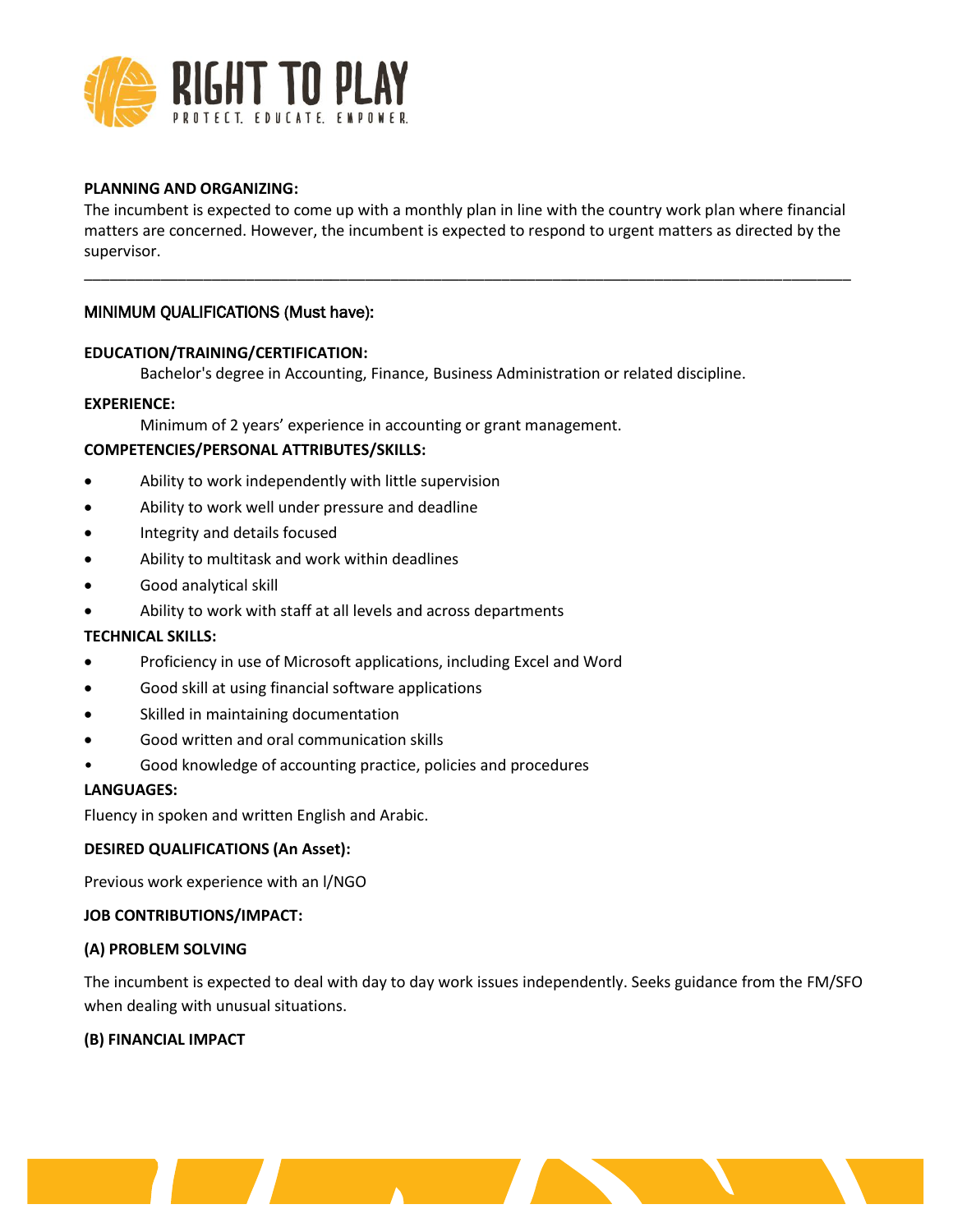**PLANNING AND ORGANIZING:**

The incumbent is expected to come up with a monthly plan in line with the country work plan where financial matters are concerned. However, the incumbent is expected to respond to urgent matters as directed by the supervisor.

---

MINIMUM QUALIFICATIONS (Must have):

**EDUCATION/TRAINING/CERTIFICATION:**

Bachelor's degree in Accounting, Finance, Business Administration or related discipline.

**EXPERIENCE:**

Minimum of 2 years' experience in accounting or grant management.

**COMPETENCIES/PERSONAL ATTRIBUTES/SKILLS:**

- Ability to work independently with little supervision
- Ability to work well under pressure and deadline
- Integrity and details focused
- Ability to multitask and work within deadlines
- Good analytical skill
- Ability to work with staff at all levels and across departments

**TECHNICAL SKILLS:**

- Proficiency in use of Microsoft applications, including Excel and Word
- Good skill at using financial software applications
- Skilled in maintaining documentation
- Good written and oral communication skills
- Good knowledge of accounting practice, policies and procedures

**LANGUAGES:**

Fluency in spoken and written English and Arabic.

**DESIRED QUALIFICATIONS (An Asset):**

Previous work experience with an I/NGO

**JOB CONTRIBUTIONS/IMPACT:**

**(A) PROBLEM SOLVING**

The incumbent is expected to deal with day to day work issues independently. Seeks guidance from the FM/SFO when dealing with unusual situations.

**(B) FINANCIAL IMPACT**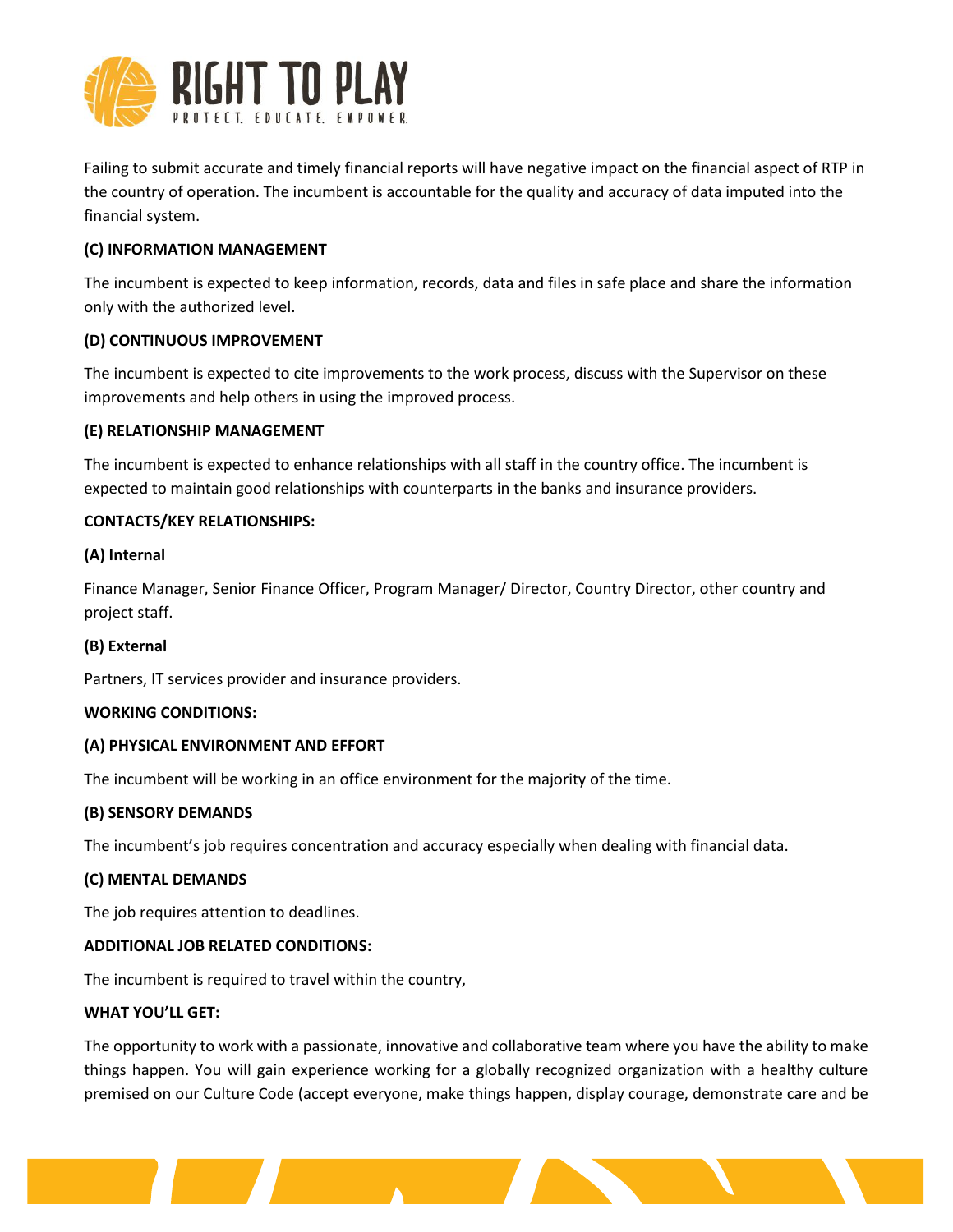Failing to submit accurate and timely financial reports will have negative impact on the financial aspect of RTP in the country of operation. The incumbent is accountable for the quality and accuracy of data imputed into the financial system.

**(C) INFORMATION MANAGEMENT**

The incumbent is expected to keep information, records, data and files in safe place and share the information only with the authorized level.

**(D) CONTINUOUS IMPROVEMENT**

The incumbent is expected to cite improvements to the work process, discuss with the Supervisor on these improvements and help others in using the improved process.

**(E) RELATIONSHIP MANAGEMENT**

The incumbent is expected to enhance relationships with all staff in the country office. The incumbent is expected to maintain good relationships with counterparts in the banks and insurance providers.

**CONTACTS/KEY RELATIONSHIPS:**

**(A) Internal**

Finance Manager, Senior Finance Officer, Program Manager/ Director, Country Director, other country and project staff.

**(B) External**

Partners, IT services provider and insurance providers.

**WORKING CONDITIONS:**

**(A) PHYSICAL ENVIRONMENT AND EFFORT**

The incumbent will be working in an office environment for the majority of the time.

**(B) SENSORY DEMANDS**

The incumbent's job requires concentration and accuracy especially when dealing with financial data.

**(C) MENTAL DEMANDS**

The job requires attention to deadlines.

**ADDITIONAL JOB RELATED CONDITIONS:**

The incumbent is required to travel within the country,

**WHAT YOU'LL GET:**

The opportunity to work with a passionate, innovative and collaborative team where you have the ability to make things happen. You will gain experience working for a globally recognized organization with a healthy culture premised on our Culture Code (accept everyone, make things happen, display courage, demonstrate care and be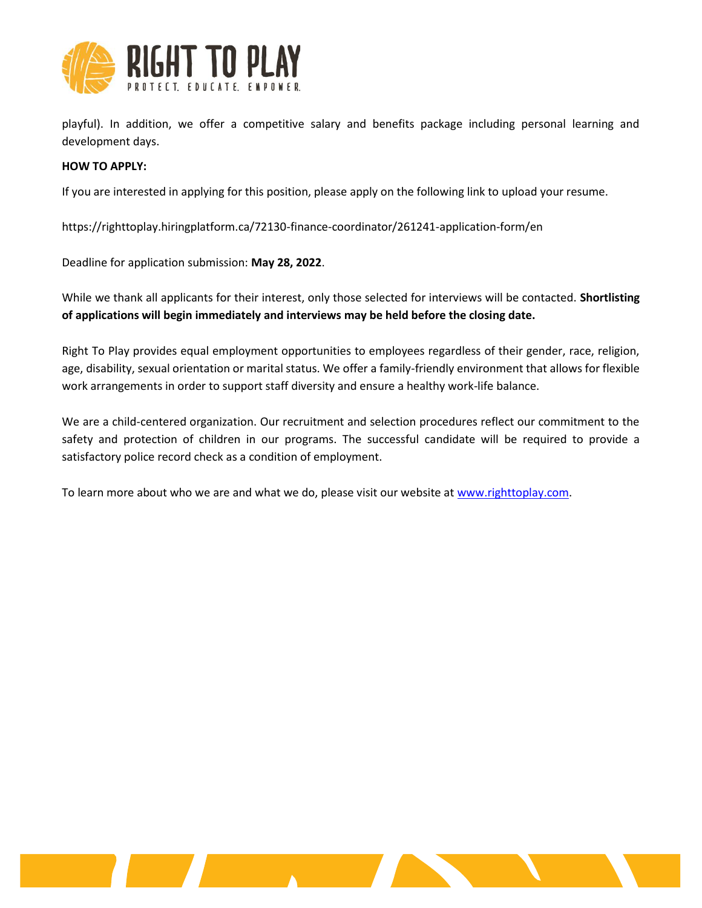playful). In addition, we offer a competitive salary and benefits package including personal learning and development days.

**HOW TO APPLY:**

If you are interested in applying for this position, please apply on the following link to upload your resume.

https://righttoplay.hiringplatform.ca/72130-finance-coordinator/261241-application-form/en

Deadline for application submission: **May 28, 2022**.

While we thank all applicants for their interest, only those selected for interviews will be contacted. **Shortlisting of applications will begin immediately and interviews may be held before the closing date.**

Right To Play provides equal employment opportunities to employees regardless of their gender, race, religion, age, disability, sexual orientation or marital status. We offer a family-friendly environment that allows for flexible work arrangements in order to support staff diversity and ensure a healthy work-life balance.

We are a child-centered organization. Our recruitment and selection procedures reflect our commitment to the safety and protection of children in our programs. The successful candidate will be required to provide a satisfactory police record check as a condition of employment.

To learn more about who we are and what we do, please visit our website at [www.righttoplay.com](http://www.righttoplay.com).